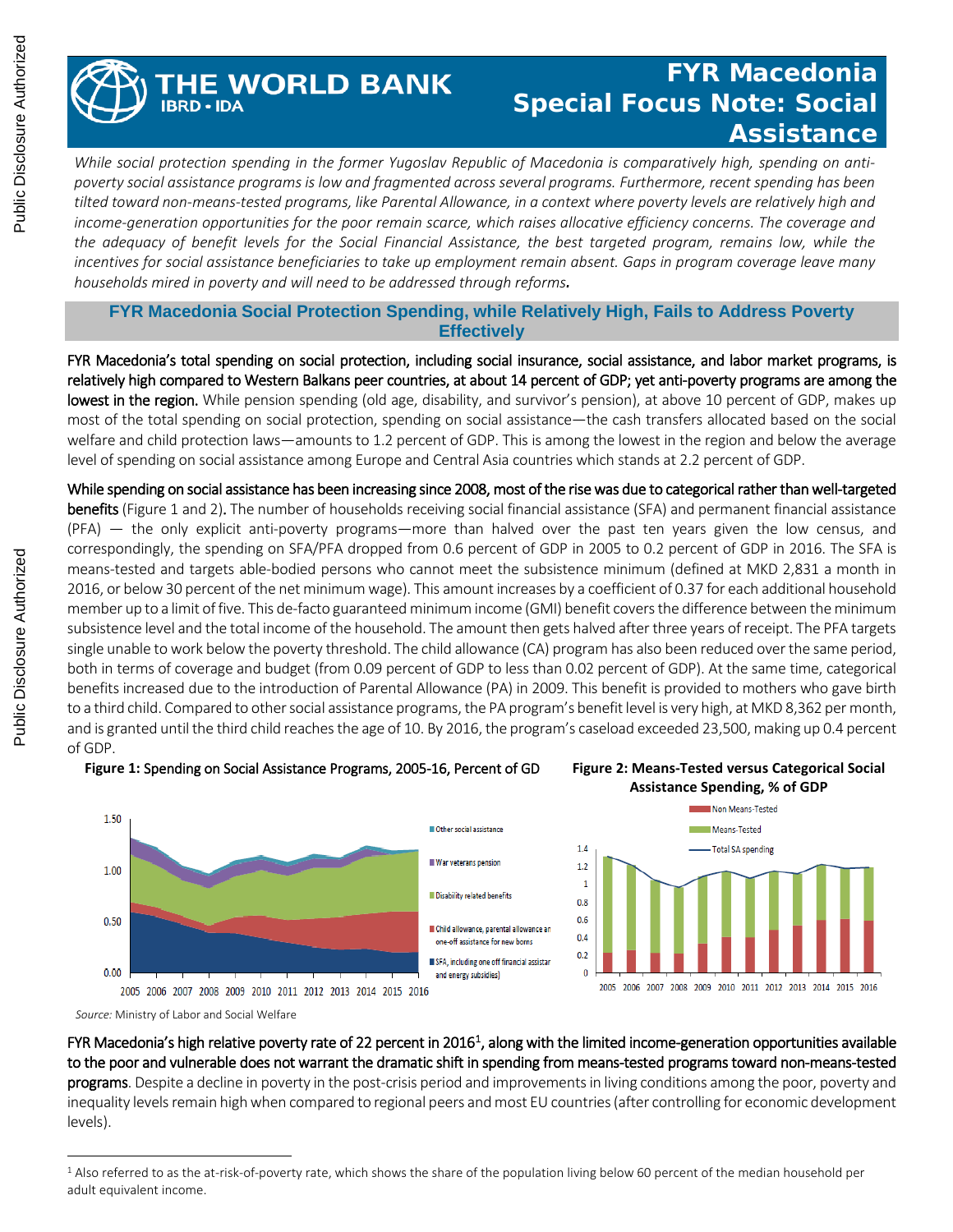# FYR Macedonia Special Focus Note: Social Assistance

*While social protection spending in the former Yugoslav Republic of Macedonia is comparatively high, spending on anti-poverty social assistance programs is low and fragmented across several programs. Furthermore, recent spending has been tilted toward non-means-tested programs, like Parental Allowance, in a context where poverty levels are relatively high and income-generation opportunities for the poor remain scarce, which raises allocative efficiency concerns. The coverage and the adequacy of benefit levels for the Social Financial Assistance, the best targeted program, remains low, while the incentives for social assistance beneficiaries to take up employment remain absent. Gaps in program coverage leave many households mired in poverty and will need to be addressed through reforms.*

## FYR Macedonia Social Protection Spending, while Relatively High, Fails to Address Poverty Effectively

**FYR Macedonia's total spending on social protection, including social insurance, social assistance, and labor market programs, is relatively high compared to Western Balkans peer countries, at about 14 percent of GDP; yet anti-poverty programs are among the lowest in the region.** While pension spending (old age, disability, and survivor's pension), at above 10 percent of GDP, makes up most of the total spending on social protection, spending on social assistance—the cash transfers allocated based on the social welfare and child protection laws—amounts to 1.2 percent of GDP. This is among the lowest in the region and below the average level of spending on social assistance among Europe and Central Asia countries which stands at 2.2 percent of GDP.

**While spending on social assistance has been increasing since 2008, most of the rise was due to categorical rather than well-targeted benefits** (Figure 1 and 2). The number of households receiving social financial assistance (SFA) and permanent financial assistance (PFA) — the only explicit anti-poverty programs—more than halved over the past ten years given the low census, and correspondingly, the spending on SFA/PFA dropped from 0.6 percent of GDP in 2005 to 0.2 percent of GDP in 2016. The SFA is means-tested and targets able-bodied persons who cannot meet the subsistence minimum (defined at MKD 2,831 a month in 2016, or below 30 percent of the net minimum wage). This amount increases by a coefficient of 0.37 for each additional household member up to a limit of five. This de-facto guaranteed minimum income (GMI) benefit covers the difference between the minimum subsistence level and the total income of the household. The amount then gets halved after three years of receipt. The PFA targets single unable to work below the poverty threshold. The child allowance (CA) program has also been reduced over the same period, both in terms of coverage and budget (from 0.09 percent of GDP to less than 0.02 percent of GDP). At the same time, categorical benefits increased due to the introduction of Parental Allowance (PA) in 2009. This benefit is provided to mothers who gave birth to a third child. Compared to other social assistance programs, the PA program's benefit level is very high, at MKD 8,362 per month, and is granted until the third child reaches the age of 10. By 2016, the program's caseload exceeded 23,500, making up 0.4 percent of GDP.

**Figure 1:** Spending on Social Assistance Programs, 2005-16, Percent of GD

**Figure 2: Means-Tested versus Categorical Social Assistance Spending, % of GDP**

*Source:* Ministry of Labor and Social Welfare

**FYR Macedonia's high relative poverty rate of 22 percent in 2016[1], along with the limited income-generation opportunities available to the poor and vulnerable does not warrant the dramatic shift in spending from means-tested programs toward non-means-tested programs**. Despite a decline in poverty in the post-crisis period and improvements in living conditions among the poor, poverty and inequality levels remain high when compared to regional peers and most EU countries (after controlling for economic development levels).

[1] Also referred to as the at-risk-of-poverty rate, which shows the share of the population living below 60 percent of the median household per adult equivalent income.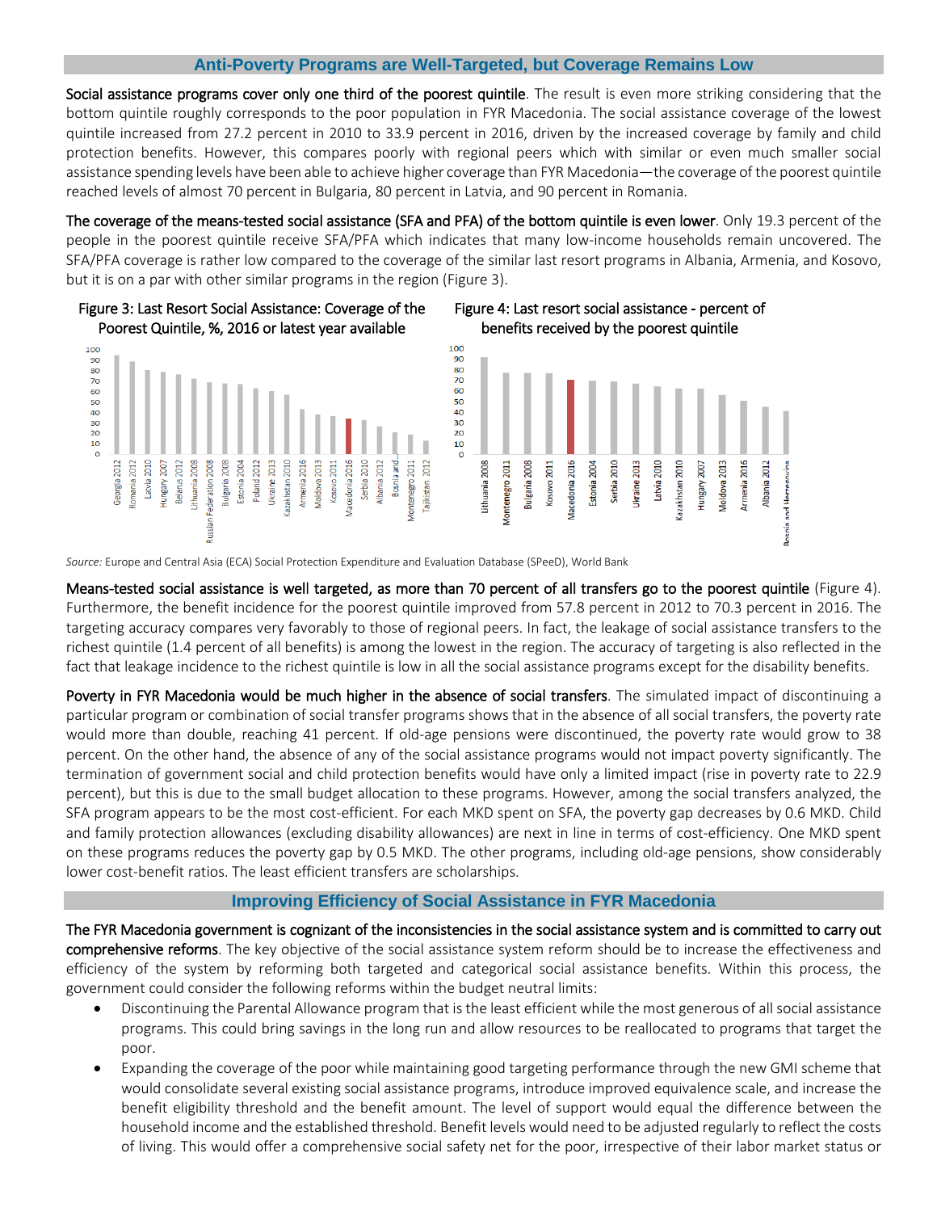## Anti-Poverty Programs are Well-Targeted, but Coverage Remains Low

**Social assistance programs cover only one third of the poorest quintile**. The result is even more striking considering that the bottom quintile roughly corresponds to the poor population in FYR Macedonia. The social assistance coverage of the lowest quintile increased from 27.2 percent in 2010 to 33.9 percent in 2016, driven by the increased coverage by family and child protection benefits. However, this compares poorly with regional peers which with similar or even much smaller social assistance spending levels have been able to achieve higher coverage than FYR Macedonia—the coverage of the poorest quintile reached levels of almost 70 percent in Bulgaria, 80 percent in Latvia, and 90 percent in Romania.

**The coverage of the means-tested social assistance (SFA and PFA) of the bottom quintile is even lower**. Only 19.3 percent of the people in the poorest quintile receive SFA/PFA which indicates that many low-income households remain uncovered. The SFA/PFA coverage is rather low compared to the coverage of the similar last resort programs in Albania, Armenia, and Kosovo, but it is on a par with other similar programs in the region (Figure 3).

Figure 3: Last Resort Social Assistance: Coverage of the Poorest Quintile, %, 2016 or latest year available

Figure 4: Last resort social assistance - percent of benefits received by the poorest quintile

*Source:* Europe and Central Asia (ECA) Social Protection Expenditure and Evaluation Database (SPeeD), World Bank

**Means-tested social assistance is well targeted, as more than 70 percent of all transfers go to the poorest quintile** (Figure 4). Furthermore, the benefit incidence for the poorest quintile improved from 57.8 percent in 2012 to 70.3 percent in 2016. The targeting accuracy compares very favorably to those of regional peers. In fact, the leakage of social assistance transfers to the richest quintile (1.4 percent of all benefits) is among the lowest in the region. The accuracy of targeting is also reflected in the fact that leakage incidence to the richest quintile is low in all the social assistance programs except for the disability benefits.

**Poverty in FYR Macedonia would be much higher in the absence of social transfers**. The simulated impact of discontinuing a particular program or combination of social transfer programs shows that in the absence of all social transfers, the poverty rate would more than double, reaching 41 percent. If old-age pensions were discontinued, the poverty rate would grow to 38 percent. On the other hand, the absence of any of the social assistance programs would not impact poverty significantly. The termination of government social and child protection benefits would have only a limited impact (rise in poverty rate to 22.9 percent), but this is due to the small budget allocation to these programs. However, among the social transfers analyzed, the SFA program appears to be the most cost-efficient. For each MKD spent on SFA, the poverty gap decreases by 0.6 MKD. Child and family protection allowances (excluding disability allowances) are next in line in terms of cost-efficiency. One MKD spent on these programs reduces the poverty gap by 0.5 MKD. The other programs, including old-age pensions, show considerably lower cost-benefit ratios. The least efficient transfers are scholarships.

## Improving Efficiency of Social Assistance in FYR Macedonia

**The FYR Macedonia government is cognizant of the inconsistencies in the social assistance system and is committed to carry out comprehensive reforms**. The key objective of the social assistance system reform should be to increase the effectiveness and efficiency of the system by reforming both targeted and categorical social assistance benefits. Within this process, the government could consider the following reforms within the budget neutral limits:

- Discontinuing the Parental Allowance program that is the least efficient while the most generous of all social assistance programs. This could bring savings in the long run and allow resources to be reallocated to programs that target the poor.
- Expanding the coverage of the poor while maintaining good targeting performance through the new GMI scheme that would consolidate several existing social assistance programs, introduce improved equivalence scale, and increase the benefit eligibility threshold and the benefit amount. The level of support would equal the difference between the household income and the established threshold. Benefit levels would need to be adjusted regularly to reflect the costs of living. This would offer a comprehensive social safety net for the poor, irrespective of their labor market status or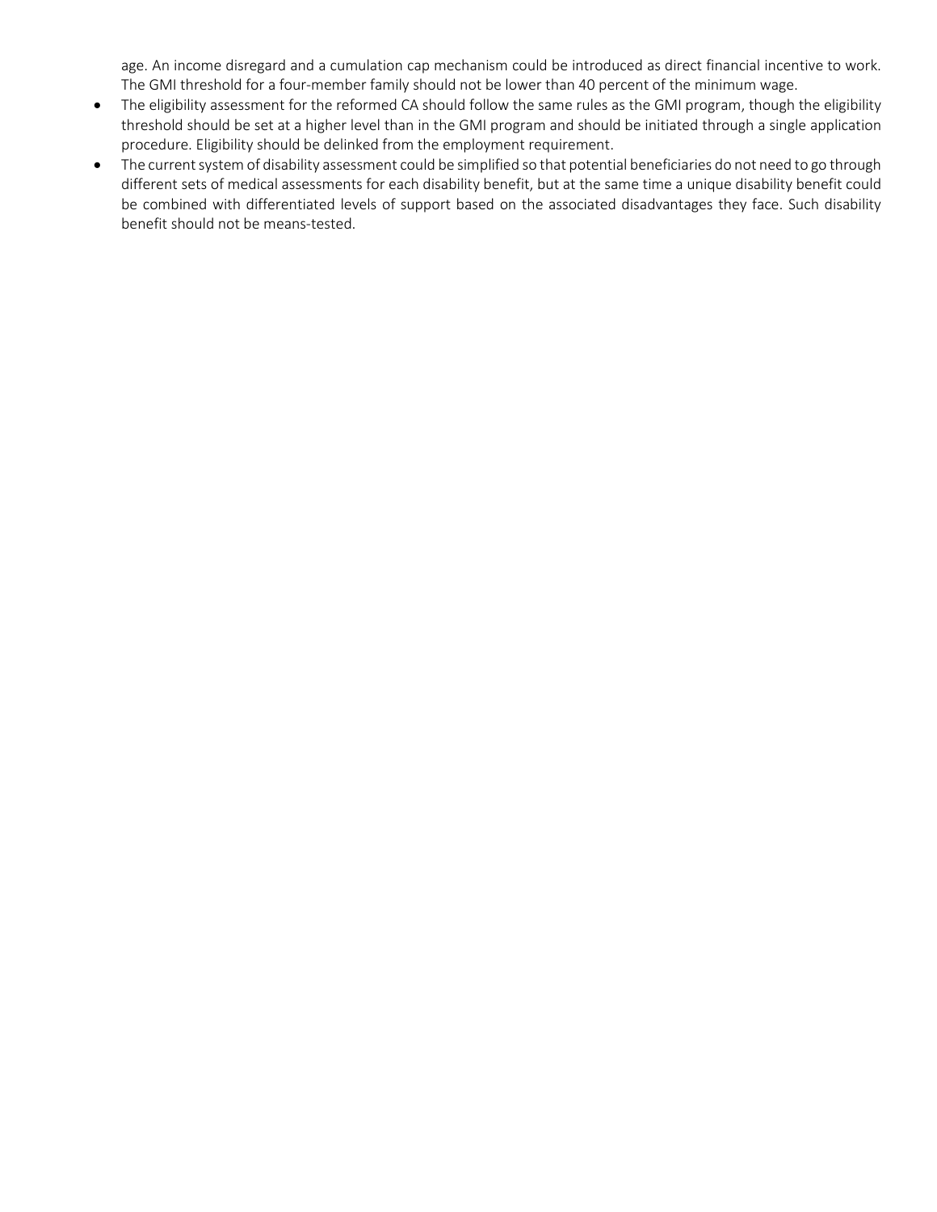age. An income disregard and a cumulation cap mechanism could be introduced as direct financial incentive to work. The GMI threshold for a four-member family should not be lower than 40 percent of the minimum wage.

- The eligibility assessment for the reformed CA should follow the same rules as the GMI program, though the eligibility threshold should be set at a higher level than in the GMI program and should be initiated through a single application procedure. Eligibility should be delinked from the employment requirement.
- The current system of disability assessment could be simplified so that potential beneficiaries do not need to go through different sets of medical assessments for each disability benefit, but at the same time a unique disability benefit could be combined with differentiated levels of support based on the associated disadvantages they face. Such disability benefit should not be means-tested.